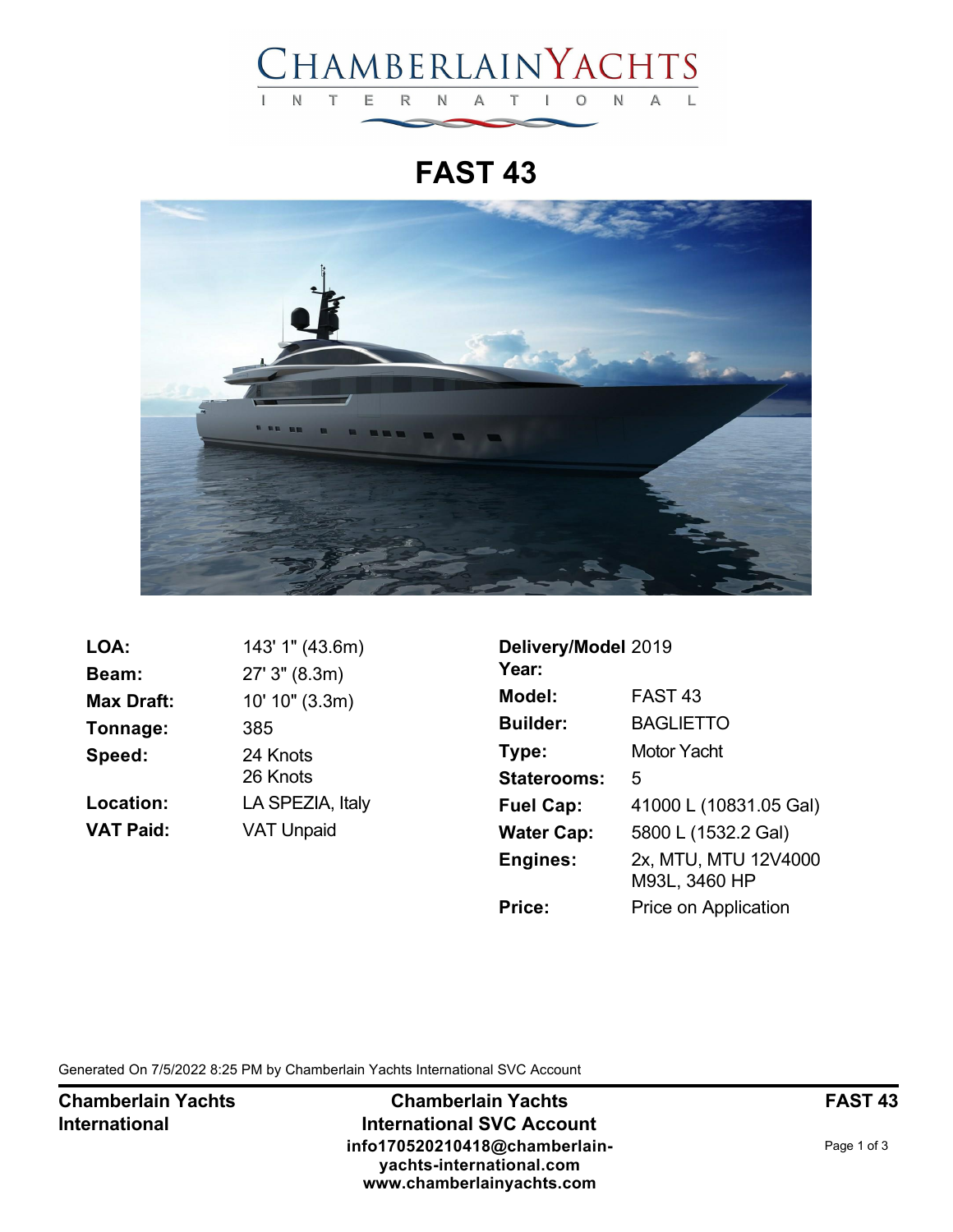# FAST 43

| | |
|---|---|
| **LOA:** | 143' 1" (43.6m) |
| **Beam:** | 27' 3" (8.3m) |
| **Max Draft:** | 10' 10" (3.3m) |
| **Tonnage:** | 385 |
| **Speed:** | 24 Knots<br>26 Knots |
| **Location:** | LA SPEZIA, Italy |
| **VAT Paid:** | VAT Unpaid |

| | |
|---|---|
| **Delivery/Model Year:** | 2019 |
| **Model:** | FAST 43 |
| **Builder:** | BAGLIETTO |
| **Type:** | Motor Yacht |
| **Staterooms:** | 5 |
| **Fuel Cap:** | 41000 L (10831.05 Gal) |
| **Water Cap:** | 5800 L (1532.2 Gal) |
| **Engines:** | 2x, MTU, MTU 12V4000 M93L, 3460 HP |
| **Price:** | Price on Application |

Generated On 7/5/2022 8:25 PM by Chamberlain Yachts International SVC Account

**Chamberlain Yachts International**

**Chamberlain Yachts International SVC Account**
**info170520210418@chamberlain-yachts-international.com**
**www.chamberlainyachts.com**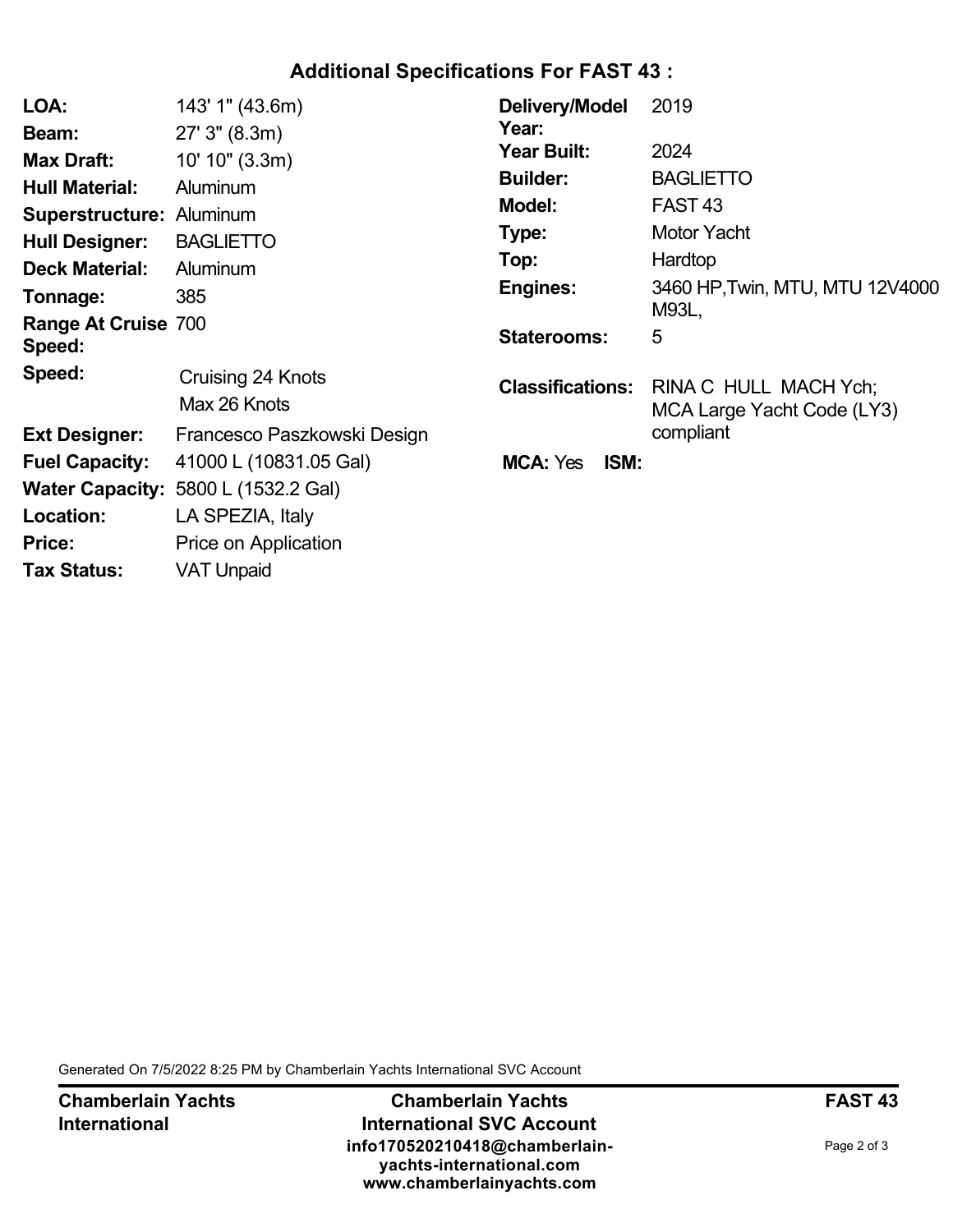## Additional Specifications For FAST 43 :

**LOA:** 143' 1" (43.6m)
**Beam:** 27' 3" (8.3m)
**Max Draft:** 10' 10" (3.3m)
**Hull Material:** Aluminum
**Superstructure:** Aluminum
**Hull Designer:** BAGLIETTO
**Deck Material:** Aluminum
**Tonnage:** 385
**Range At Cruise Speed:** 700
**Speed:** Cruising 24 Knots
Max 26 Knots
**Ext Designer:** Francesco Paszkowski Design
**Fuel Capacity:** 41000 L (10831.05 Gal)
**Water Capacity:** 5800 L (1532.2 Gal)
**Location:** LA SPEZIA, Italy
**Price:** Price on Application
**Tax Status:** VAT Unpaid

**Delivery/Model Year:** 2019
**Year Built:** 2024
**Builder:** BAGLIETTO
**Model:** FAST 43
**Type:** Motor Yacht
**Top:** Hardtop
**Engines:** 3460 HP,Twin, MTU, MTU 12V4000 M93L,
**Staterooms:** 5
**Classifications:** RINA C HULL MACH Ych; MCA Large Yacht Code (LY3) compliant
**MCA:** Yes **ISM:**

Generated On 7/5/2022 8:25 PM by Chamberlain Yachts International SVC Account

**Chamberlain Yachts International**

**Chamberlain Yachts International SVC Account**
**info170520210418@chamberlain-yachts-international.com**
**www.chamberlainyachts.com**

**FAST 43**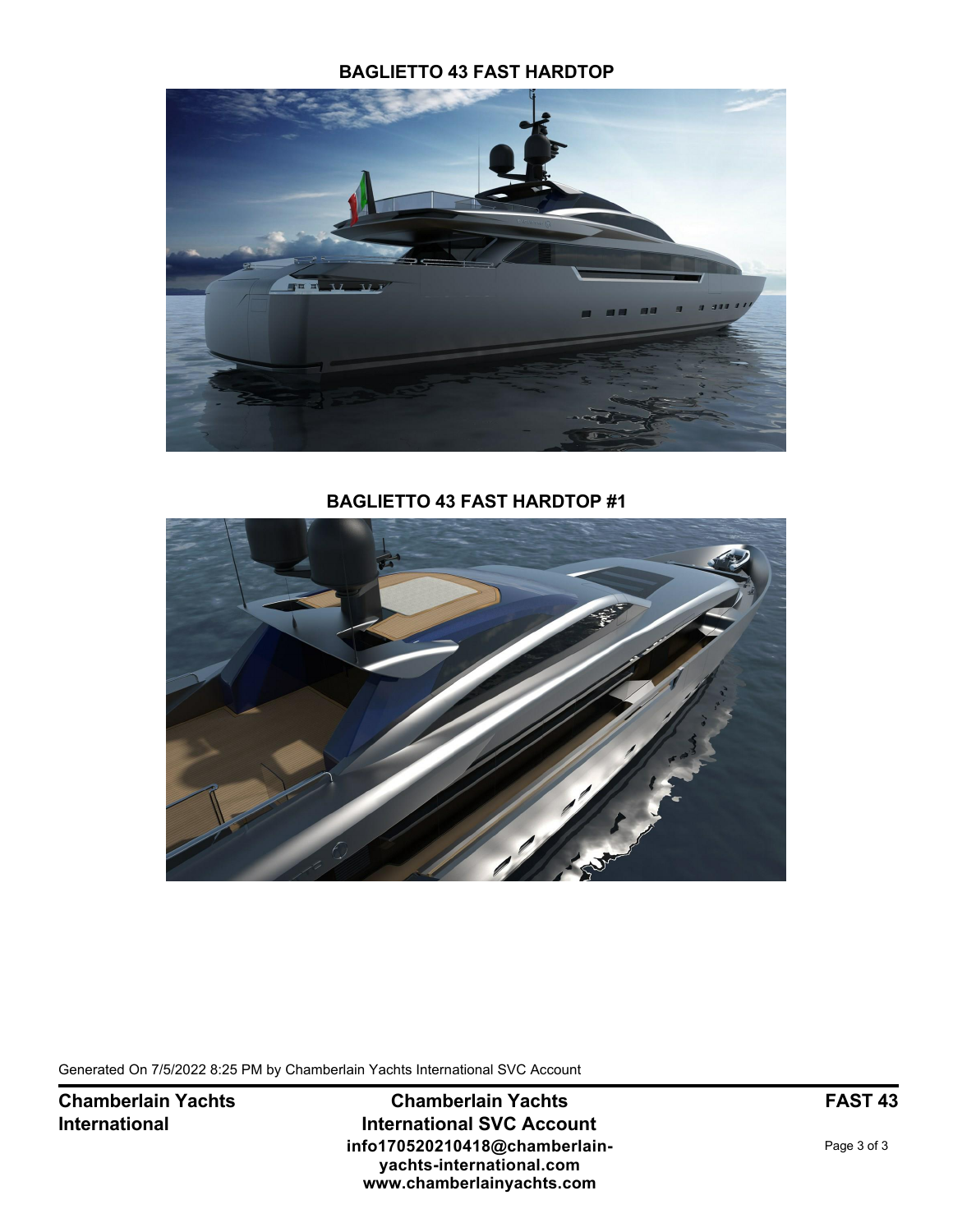**BAGLIETTO 43 FAST HARDTOP**

**BAGLIETTO 43 FAST HARDTOP #1**

Generated On 7/5/2022 8:25 PM by Chamberlain Yachts International SVC Account

**Chamberlain Yachts International**

**Chamberlain Yachts International SVC Account**
**info170520210418@chamberlain-yachts-international.com**
**www.chamberlainyachts.com**

**FAST 43**